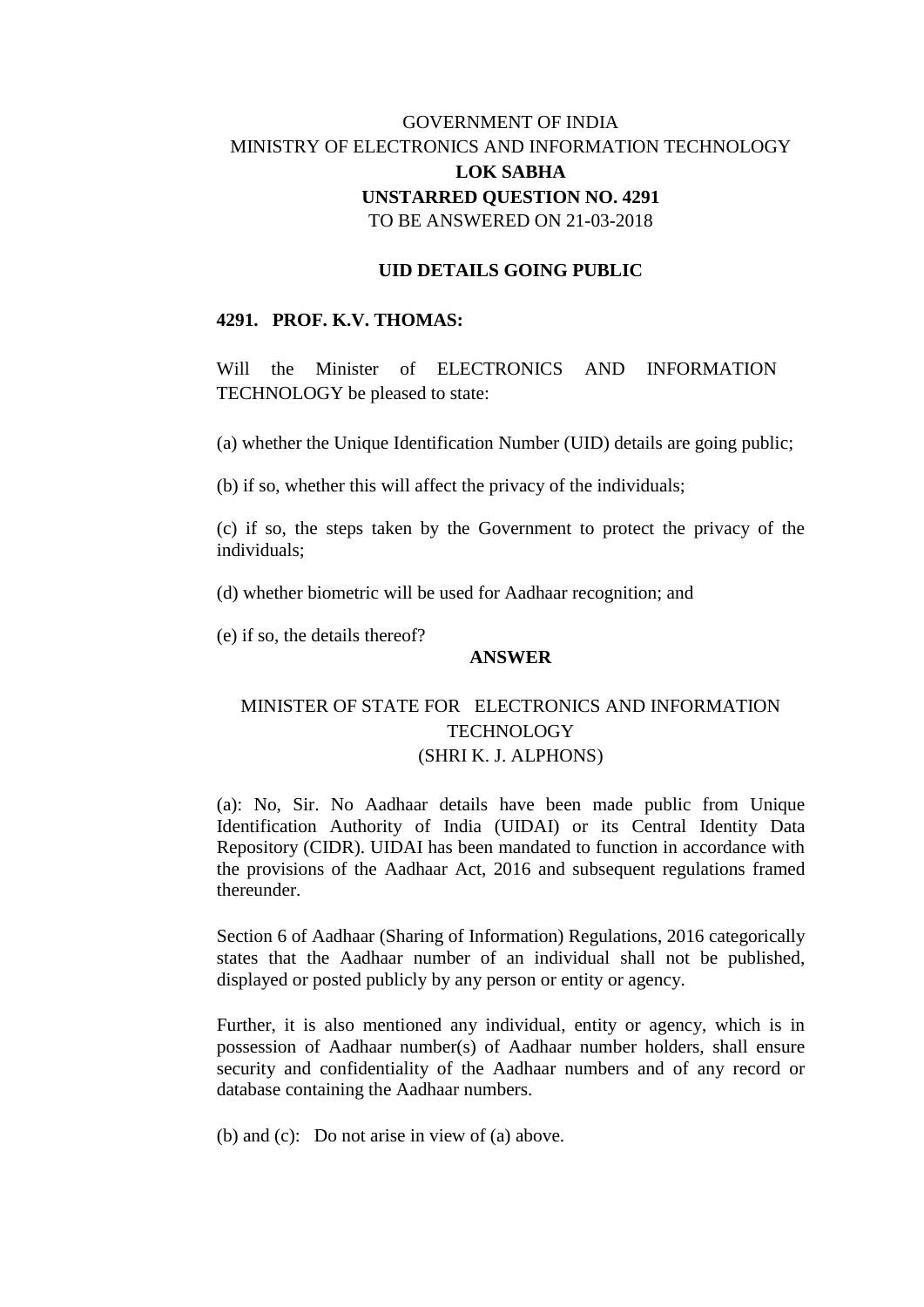GOVERNMENT OF INDIA
MINISTRY OF ELECTRONICS AND INFORMATION TECHNOLOGY

**LOK SABHA**

**UNSTARRED QUESTION NO. 4291**

TO BE ANSWERED ON 21-03-2018

**UID DETAILS GOING PUBLIC**

**4291. PROF. K.V. THOMAS:**

Will the Minister of ELECTRONICS AND INFORMATION TECHNOLOGY be pleased to state:

(a) whether the Unique Identification Number (UID) details are going public;

(b) if so, whether this will affect the privacy of the individuals;

(c) if so, the steps taken by the Government to protect the privacy of the individuals;

(d) whether biometric will be used for Aadhaar recognition; and

(e) if so, the details thereof?

**ANSWER**

MINISTER OF STATE FOR ELECTRONICS AND INFORMATION TECHNOLOGY
(SHRI K. J. ALPHONS)

(a): No, Sir. No Aadhaar details have been made public from Unique Identification Authority of India (UIDAI) or its Central Identity Data Repository (CIDR). UIDAI has been mandated to function in accordance with the provisions of the Aadhaar Act, 2016 and subsequent regulations framed thereunder.

Section 6 of Aadhaar (Sharing of Information) Regulations, 2016 categorically states that the Aadhaar number of an individual shall not be published, displayed or posted publicly by any person or entity or agency.

Further, it is also mentioned any individual, entity or agency, which is in possession of Aadhaar number(s) of Aadhaar number holders, shall ensure security and confidentiality of the Aadhaar numbers and of any record or database containing the Aadhaar numbers.

(b) and (c): Do not arise in view of (a) above.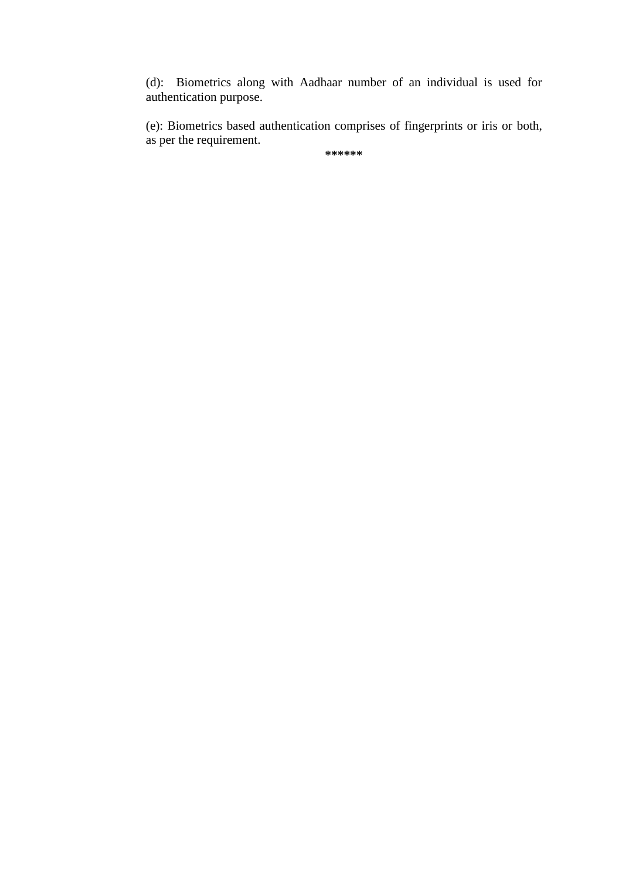(d): Biometrics along with Aadhaar number of an individual is used for authentication purpose.

(e): Biometrics based authentication comprises of fingerprints or iris or both, as per the requirement.

**\*\*\*\*\*\***